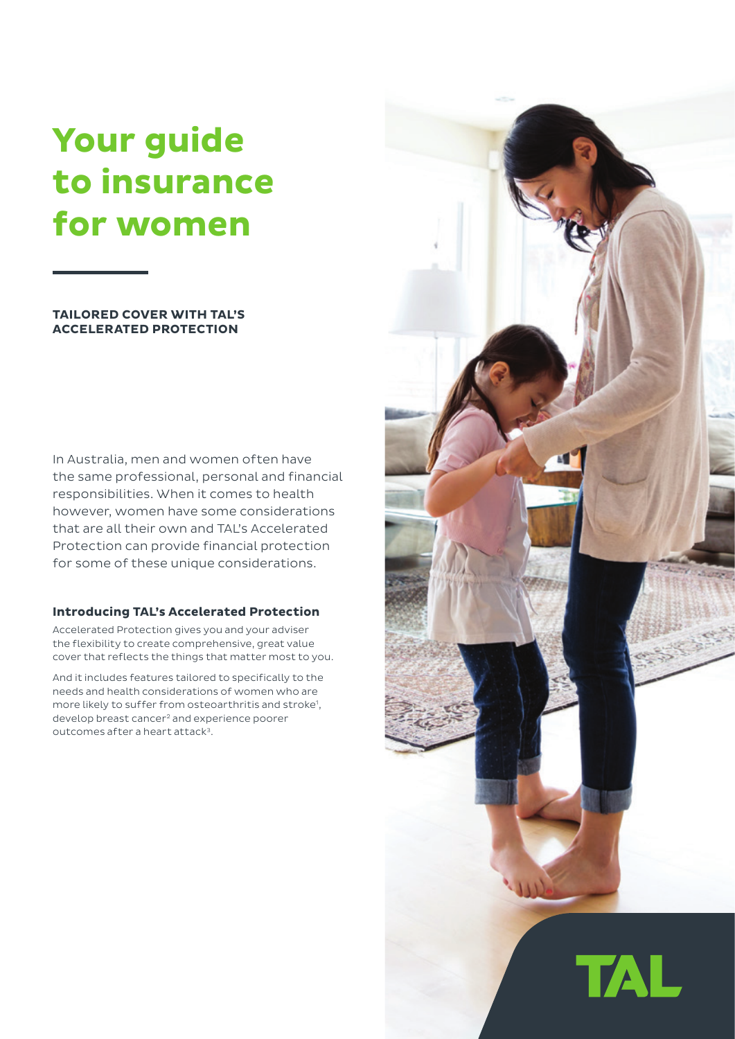# Your guide to insurance for women

**TAILORED COVER WITH TAL'S ACCELERATED PROTECTION**

In Australia, men and women often have the same professional, personal and financial responsibilities. When it comes to health however, women have some considerations that are all their own and TAL's Accelerated Protection can provide financial protection for some of these unique considerations.

### Introducing TAL's Accelerated Protection

Accelerated Protection gives you and your adviser the flexibility to create comprehensive, great value cover that reflects the things that matter most to you.

And it includes features tailored to specifically to the needs and health considerations of women who are more likely to suffer from osteoarthritis and stroke[1], develop breast cancer[2] and experience poorer outcomes after a heart attack[3].

TAL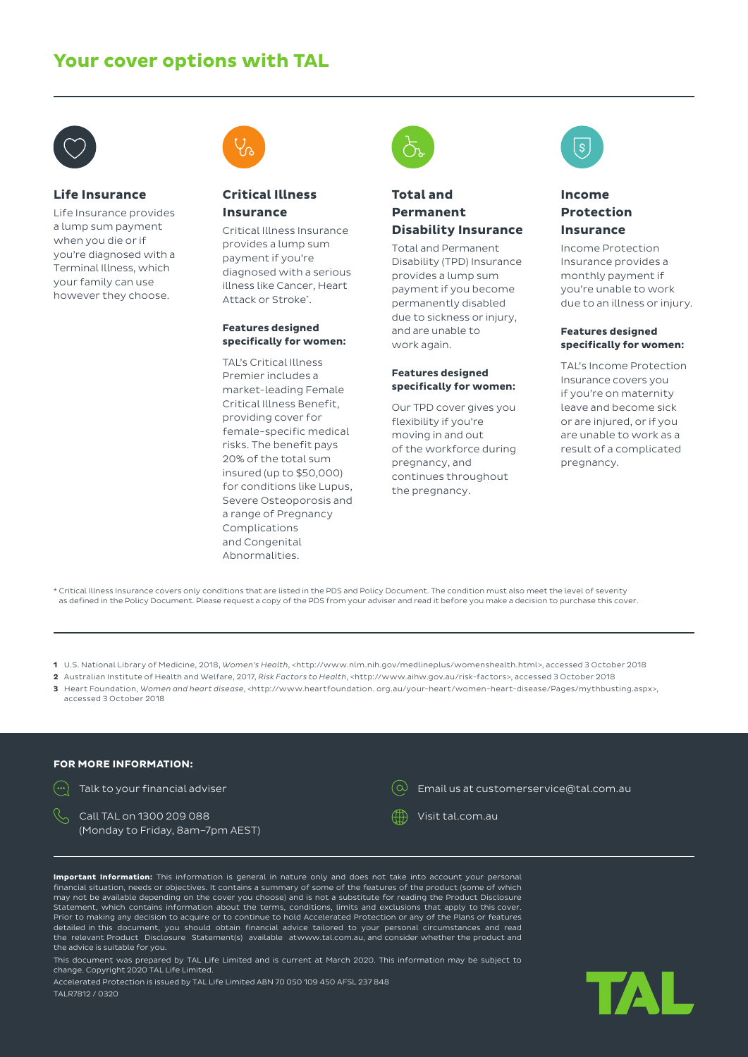# Your cover options with TAL

### Life Insurance

Life Insurance provides a lump sum payment when you die or if you're diagnosed with a Terminal Illness, which your family can use however they choose.

### Critical Illness Insurance

Critical Illness Insurance provides a lump sum payment if you're diagnosed with a serious illness like Cancer, Heart Attack or Stroke*.

**Features designed specifically for women:**

TAL's Critical Illness Premier includes a market-leading Female Critical Illness Benefit, providing cover for female-specific medical risks. The benefit pays 20% of the total sum insured (up to $50,000) for conditions like Lupus, Severe Osteoporosis and a range of Pregnancy Complications and Congenital Abnormalities.

### Total and Permanent Disability Insurance

Total and Permanent Disability (TPD) Insurance provides a lump sum payment if you become permanently disabled due to sickness or injury, and are unable to work again.

**Features designed specifically for women:**

Our TPD cover gives you flexibility if you're moving in and out of the workforce during pregnancy, and continues throughout the pregnancy.

### Income Protection Insurance

Income Protection Insurance provides a monthly payment if you're unable to work due to an illness or injury.

**Features designed specifically for women:**

TAL's Income Protection Insurance covers you if you're on maternity leave and become sick or are injured, or if you are unable to work as a result of a complicated pregnancy.

\* Critical Illness Insurance covers only conditions that are listed in the PDS and Policy Document. The condition must also meet the level of severity as defined in the Policy Document. Please request a copy of the PDS from your adviser and read it before you make a decision to purchase this cover.

1 U.S. National Library of Medicine, 2018, *Women's Health*, <http://www.nlm.nih.gov/medlineplus/womenshealth.html>, accessed 3 October 2018

2 Australian Institute of Health and Welfare, 2017, *Risk Factors to Health*, <http://www.aihw.gov.au/risk-factors>, accessed 3 October 2018

3 Heart Foundation, *Women and heart disease*, <http://www.heartfoundation. org.au/your-heart/women-heart-disease/Pages/mythbusting.aspx>, accessed 3 October 2018

**FOR MORE INFORMATION:**

- Talk to your financial adviser
- Call TAL on 1300 209 088 (Monday to Friday, 8am–7pm AEST)
- Email us at customerservice@tal.com.au
- Visit tal.com.au

**Important Information:** This information is general in nature only and does not take into account your personal financial situation, needs or objectives. It contains a summary of some of the features of the product (some of which may not be available depending on the cover you choose) and is not a substitute for reading the Product Disclosure Statement, which contains information about the terms, conditions, limits and exclusions that apply to this cover. Prior to making any decision to acquire or to continue to hold Accelerated Protection or any of the Plans or features detailed in this document, you should obtain financial advice tailored to your personal circumstances and read the relevant Product Disclosure Statement(s) available atwww.tal.com.au, and consider whether the product and the advice is suitable for you.

This document was prepared by TAL Life Limited and is current at March 2020. This information may be subject to change. Copyright 2020 TAL Life Limited.

Accelerated Protection is issued by TAL Life Limited ABN 70 050 109 450 AFSL 237 848

TALR7812 / 0320

TAL